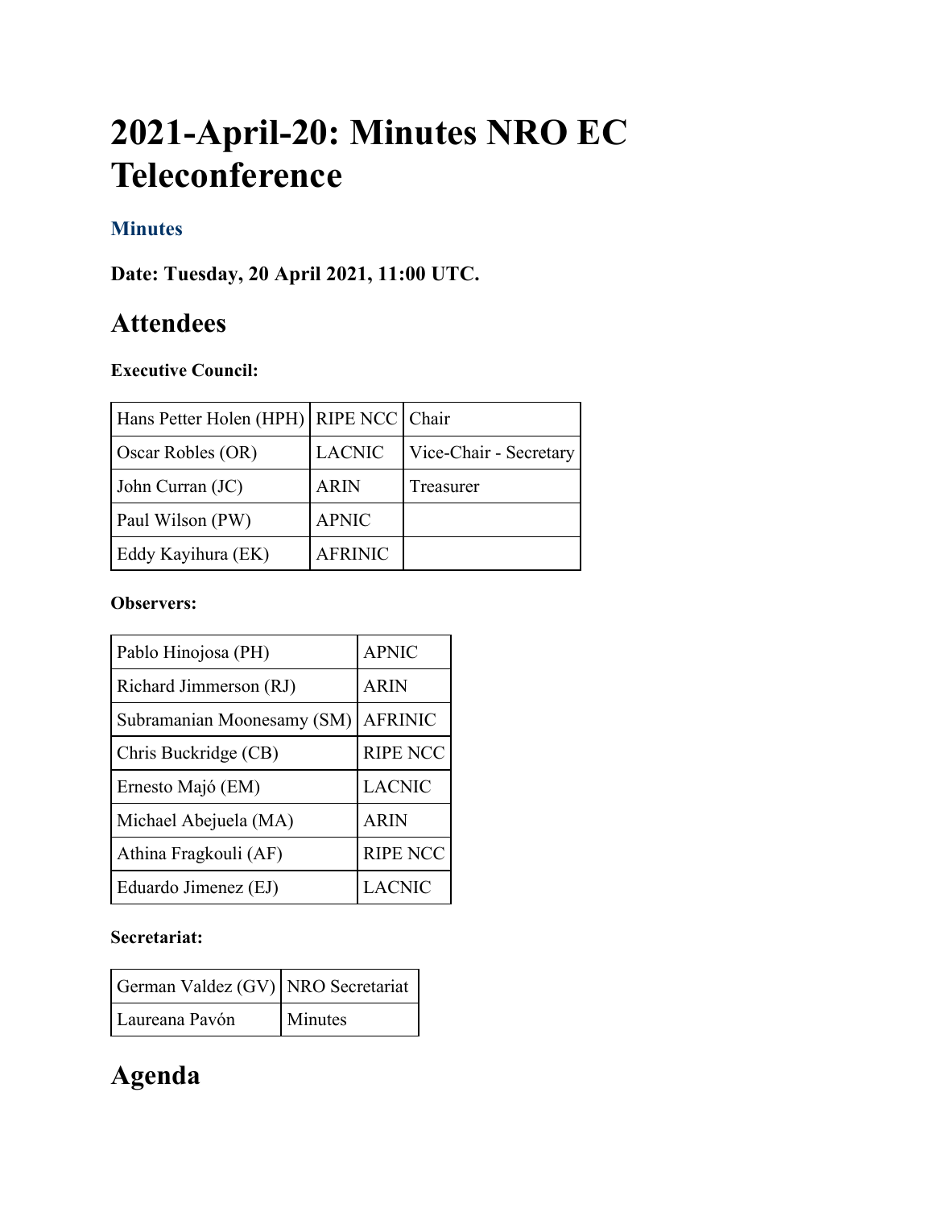# 2021-April-20: Minutes NRO EC Teleconference

### Minutes

### Date: Tuesday, 20 April 2021, 11:00 UTC.

## Attendees

**Executive Council:**

| | | |
|---|---|---|
| Hans Petter Holen (HPH) | RIPE NCC | Chair |
| Oscar Robles (OR) | LACNIC | Vice-Chair - Secretary |
| John Curran (JC) | ARIN | Treasurer |
| Paul Wilson (PW) | APNIC | |
| Eddy Kayihura (EK) | AFRINIC | |

**Observers:**

| | |
|---|---|
| Pablo Hinojosa (PH) | APNIC |
| Richard Jimmerson (RJ) | ARIN |
| Subramanian Moonesamy (SM) | AFRINIC |
| Chris Buckridge (CB) | RIPE NCC |
| Ernesto Majó (EM) | LACNIC |
| Michael Abejuela (MA) | ARIN |
| Athina Fragkouli (AF) | RIPE NCC |
| Eduardo Jimenez (EJ) | LACNIC |

**Secretariat:**

| | |
|---|---|
| German Valdez (GV) | NRO Secretariat |
| Laureana Pavón | Minutes |

## Agenda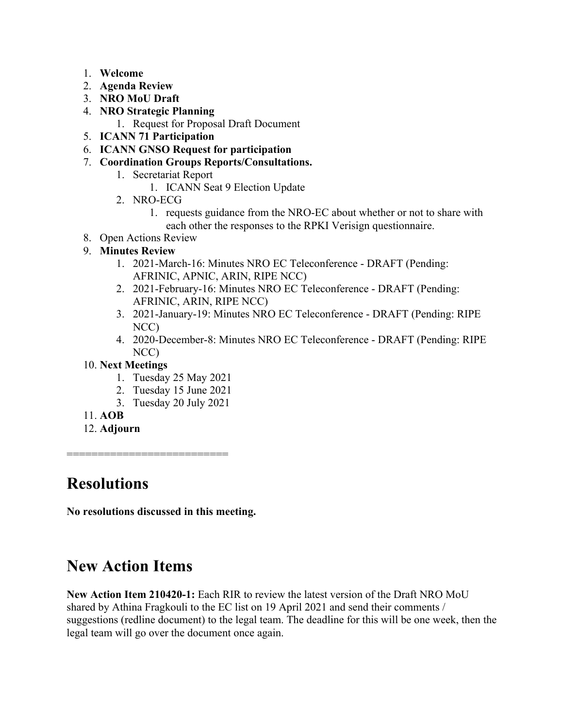1. **Welcome**
2. **Agenda Review**
3. **NRO MoU Draft**
4. **NRO Strategic Planning**
    1. Request for Proposal Draft Document
5. **ICANN 71 Participation**
6. **ICANN GNSO Request for participation**
7. **Coordination Groups Reports/Consultations.**
    1. Secretariat Report
        1. ICANN Seat 9 Election Update
    2. NRO-ECG
        1. requests guidance from the NRO-EC about whether or not to share with each other the responses to the RPKI Verisign questionnaire.
8. Open Actions Review
9. **Minutes Review**
    1. 2021-March-16: Minutes NRO EC Teleconference - DRAFT (Pending: AFRINIC, APNIC, ARIN, RIPE NCC)
    2. 2021-February-16: Minutes NRO EC Teleconference - DRAFT (Pending: AFRINIC, ARIN, RIPE NCC)
    3. 2021-January-19: Minutes NRO EC Teleconference - DRAFT (Pending: RIPE NCC)
    4. 2020-December-8: Minutes NRO EC Teleconference - DRAFT (Pending: RIPE NCC)
10. **Next Meetings**
    1. Tuesday 25 May 2021
    2. Tuesday 15 June 2021
    3. Tuesday 20 July 2021
11. **AOB**
12. **Adjourn**

=========================

# Resolutions

**No resolutions discussed in this meeting.**

# New Action Items

**New Action Item 210420-1:** Each RIR to review the latest version of the Draft NRO MoU shared by Athina Fragkouli to the EC list on 19 April 2021 and send their comments / suggestions (redline document) to the legal team. The deadline for this will be one week, then the legal team will go over the document once again.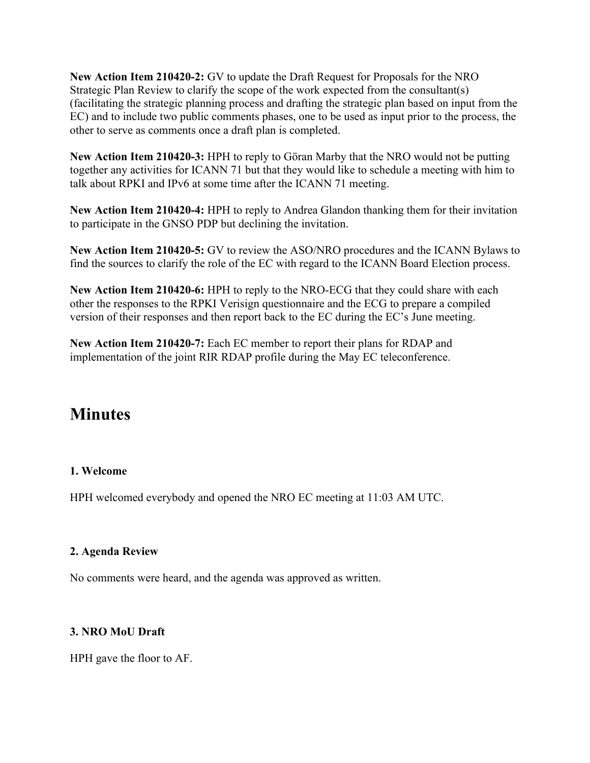**New Action Item 210420-2:** GV to update the Draft Request for Proposals for the NRO Strategic Plan Review to clarify the scope of the work expected from the consultant(s) (facilitating the strategic planning process and drafting the strategic plan based on input from the EC) and to include two public comments phases, one to be used as input prior to the process, the other to serve as comments once a draft plan is completed.

**New Action Item 210420-3:** HPH to reply to Göran Marby that the NRO would not be putting together any activities for ICANN 71 but that they would like to schedule a meeting with him to talk about RPKI and IPv6 at some time after the ICANN 71 meeting.

**New Action Item 210420-4:** HPH to reply to Andrea Glandon thanking them for their invitation to participate in the GNSO PDP but declining the invitation.

**New Action Item 210420-5:** GV to review the ASO/NRO procedures and the ICANN Bylaws to find the sources to clarify the role of the EC with regard to the ICANN Board Election process.

**New Action Item 210420-6:** HPH to reply to the NRO-ECG that they could share with each other the responses to the RPKI Verisign questionnaire and the ECG to prepare a compiled version of their responses and then report back to the EC during the EC's June meeting.

**New Action Item 210420-7:** Each EC member to report their plans for RDAP and implementation of the joint RIR RDAP profile during the May EC teleconference.

# Minutes

### 1. Welcome

HPH welcomed everybody and opened the NRO EC meeting at 11:03 AM UTC.

### 2. Agenda Review

No comments were heard, and the agenda was approved as written.

### 3. NRO MoU Draft

HPH gave the floor to AF.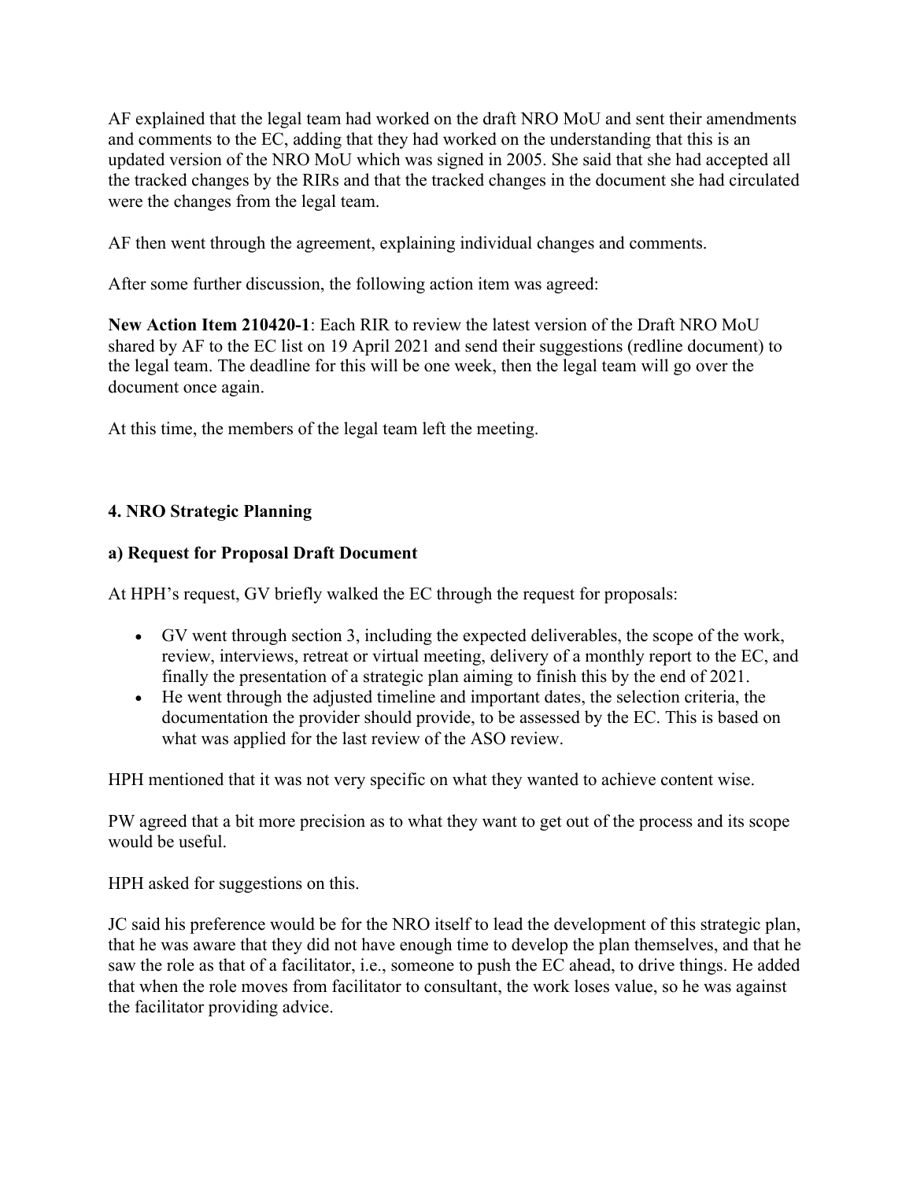AF explained that the legal team had worked on the draft NRO MoU and sent their amendments and comments to the EC, adding that they had worked on the understanding that this is an updated version of the NRO MoU which was signed in 2005. She said that she had accepted all the tracked changes by the RIRs and that the tracked changes in the document she had circulated were the changes from the legal team.

AF then went through the agreement, explaining individual changes and comments.

After some further discussion, the following action item was agreed:

**New Action Item 210420-1**: Each RIR to review the latest version of the Draft NRO MoU shared by AF to the EC list on 19 April 2021 and send their suggestions (redline document) to the legal team. The deadline for this will be one week, then the legal team will go over the document once again.

At this time, the members of the legal team left the meeting.

### 4. NRO Strategic Planning

#### a) Request for Proposal Draft Document

At HPH's request, GV briefly walked the EC through the request for proposals:

- GV went through section 3, including the expected deliverables, the scope of the work, review, interviews, retreat or virtual meeting, delivery of a monthly report to the EC, and finally the presentation of a strategic plan aiming to finish this by the end of 2021.
- He went through the adjusted timeline and important dates, the selection criteria, the documentation the provider should provide, to be assessed by the EC. This is based on what was applied for the last review of the ASO review.

HPH mentioned that it was not very specific on what they wanted to achieve content wise.

PW agreed that a bit more precision as to what they want to get out of the process and its scope would be useful.

HPH asked for suggestions on this.

JC said his preference would be for the NRO itself to lead the development of this strategic plan, that he was aware that they did not have enough time to develop the plan themselves, and that he saw the role as that of a facilitator, i.e., someone to push the EC ahead, to drive things. He added that when the role moves from facilitator to consultant, the work loses value, so he was against the facilitator providing advice.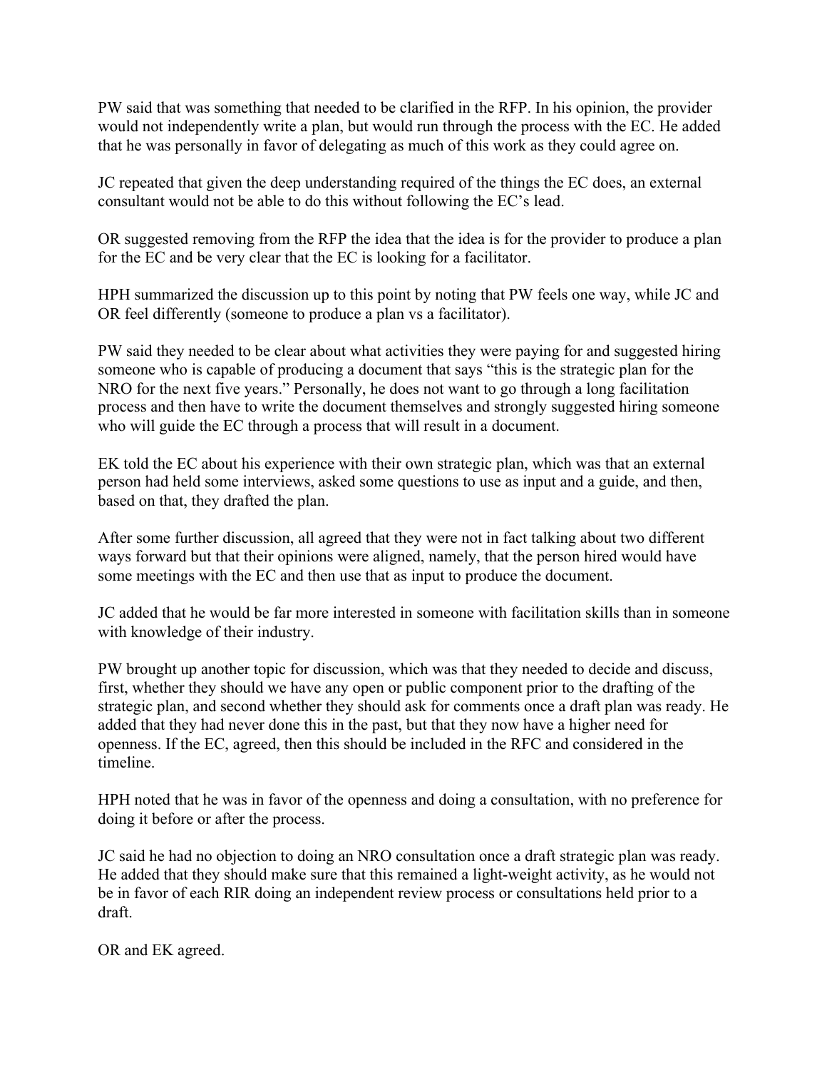PW said that was something that needed to be clarified in the RFP. In his opinion, the provider would not independently write a plan, but would run through the process with the EC. He added that he was personally in favor of delegating as much of this work as they could agree on.

JC repeated that given the deep understanding required of the things the EC does, an external consultant would not be able to do this without following the EC's lead.

OR suggested removing from the RFP the idea that the idea is for the provider to produce a plan for the EC and be very clear that the EC is looking for a facilitator.

HPH summarized the discussion up to this point by noting that PW feels one way, while JC and OR feel differently (someone to produce a plan vs a facilitator).

PW said they needed to be clear about what activities they were paying for and suggested hiring someone who is capable of producing a document that says "this is the strategic plan for the NRO for the next five years." Personally, he does not want to go through a long facilitation process and then have to write the document themselves and strongly suggested hiring someone who will guide the EC through a process that will result in a document.

EK told the EC about his experience with their own strategic plan, which was that an external person had held some interviews, asked some questions to use as input and a guide, and then, based on that, they drafted the plan.

After some further discussion, all agreed that they were not in fact talking about two different ways forward but that their opinions were aligned, namely, that the person hired would have some meetings with the EC and then use that as input to produce the document.

JC added that he would be far more interested in someone with facilitation skills than in someone with knowledge of their industry.

PW brought up another topic for discussion, which was that they needed to decide and discuss, first, whether they should we have any open or public component prior to the drafting of the strategic plan, and second whether they should ask for comments once a draft plan was ready. He added that they had never done this in the past, but that they now have a higher need for openness. If the EC, agreed, then this should be included in the RFC and considered in the timeline.

HPH noted that he was in favor of the openness and doing a consultation, with no preference for doing it before or after the process.

JC said he had no objection to doing an NRO consultation once a draft strategic plan was ready. He added that they should make sure that this remained a light-weight activity, as he would not be in favor of each RIR doing an independent review process or consultations held prior to a draft.

OR and EK agreed.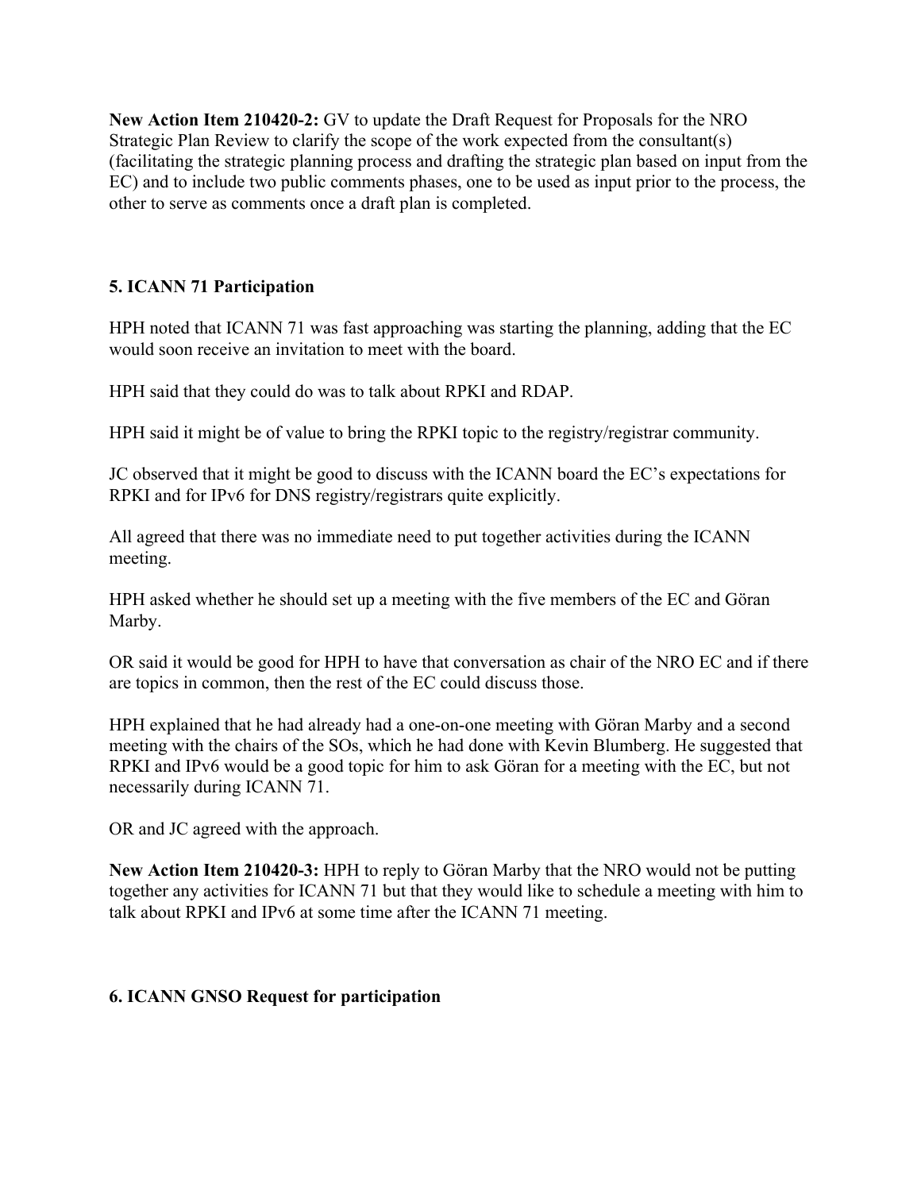**New Action Item 210420-2:** GV to update the Draft Request for Proposals for the NRO Strategic Plan Review to clarify the scope of the work expected from the consultant(s) (facilitating the strategic planning process and drafting the strategic plan based on input from the EC) and to include two public comments phases, one to be used as input prior to the process, the other to serve as comments once a draft plan is completed.

## 5. ICANN 71 Participation

HPH noted that ICANN 71 was fast approaching was starting the planning, adding that the EC would soon receive an invitation to meet with the board.

HPH said that they could do was to talk about RPKI and RDAP.

HPH said it might be of value to bring the RPKI topic to the registry/registrar community.

JC observed that it might be good to discuss with the ICANN board the EC's expectations for RPKI and for IPv6 for DNS registry/registrars quite explicitly.

All agreed that there was no immediate need to put together activities during the ICANN meeting.

HPH asked whether he should set up a meeting with the five members of the EC and Göran Marby.

OR said it would be good for HPH to have that conversation as chair of the NRO EC and if there are topics in common, then the rest of the EC could discuss those.

HPH explained that he had already had a one-on-one meeting with Göran Marby and a second meeting with the chairs of the SOs, which he had done with Kevin Blumberg. He suggested that RPKI and IPv6 would be a good topic for him to ask Göran for a meeting with the EC, but not necessarily during ICANN 71.

OR and JC agreed with the approach.

**New Action Item 210420-3:** HPH to reply to Göran Marby that the NRO would not be putting together any activities for ICANN 71 but that they would like to schedule a meeting with him to talk about RPKI and IPv6 at some time after the ICANN 71 meeting.

## 6. ICANN GNSO Request for participation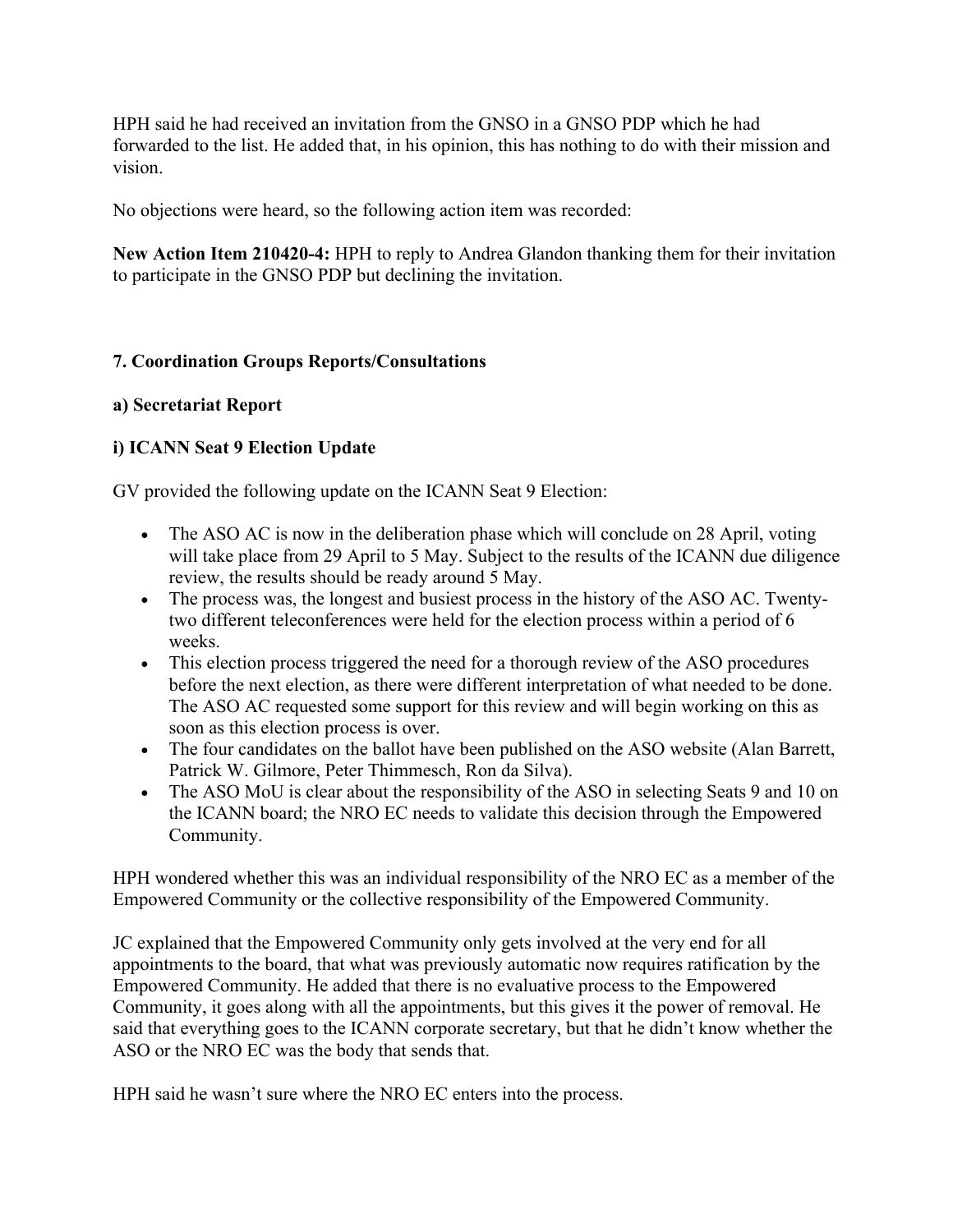HPH said he had received an invitation from the GNSO in a GNSO PDP which he had forwarded to the list. He added that, in his opinion, this has nothing to do with their mission and vision.

No objections were heard, so the following action item was recorded:

**New Action Item 210420-4:** HPH to reply to Andrea Glandon thanking them for their invitation to participate in the GNSO PDP but declining the invitation.

## 7. Coordination Groups Reports/Consultations

### a) Secretariat Report

#### i) ICANN Seat 9 Election Update

GV provided the following update on the ICANN Seat 9 Election:

- The ASO AC is now in the deliberation phase which will conclude on 28 April, voting will take place from 29 April to 5 May. Subject to the results of the ICANN due diligence review, the results should be ready around 5 May.
- The process was, the longest and busiest process in the history of the ASO AC. Twenty-two different teleconferences were held for the election process within a period of 6 weeks.
- This election process triggered the need for a thorough review of the ASO procedures before the next election, as there were different interpretation of what needed to be done. The ASO AC requested some support for this review and will begin working on this as soon as this election process is over.
- The four candidates on the ballot have been published on the ASO website (Alan Barrett, Patrick W. Gilmore, Peter Thimmesch, Ron da Silva).
- The ASO MoU is clear about the responsibility of the ASO in selecting Seats 9 and 10 on the ICANN board; the NRO EC needs to validate this decision through the Empowered Community.

HPH wondered whether this was an individual responsibility of the NRO EC as a member of the Empowered Community or the collective responsibility of the Empowered Community.

JC explained that the Empowered Community only gets involved at the very end for all appointments to the board, that what was previously automatic now requires ratification by the Empowered Community. He added that there is no evaluative process to the Empowered Community, it goes along with all the appointments, but this gives it the power of removal. He said that everything goes to the ICANN corporate secretary, but that he didn't know whether the ASO or the NRO EC was the body that sends that.

HPH said he wasn't sure where the NRO EC enters into the process.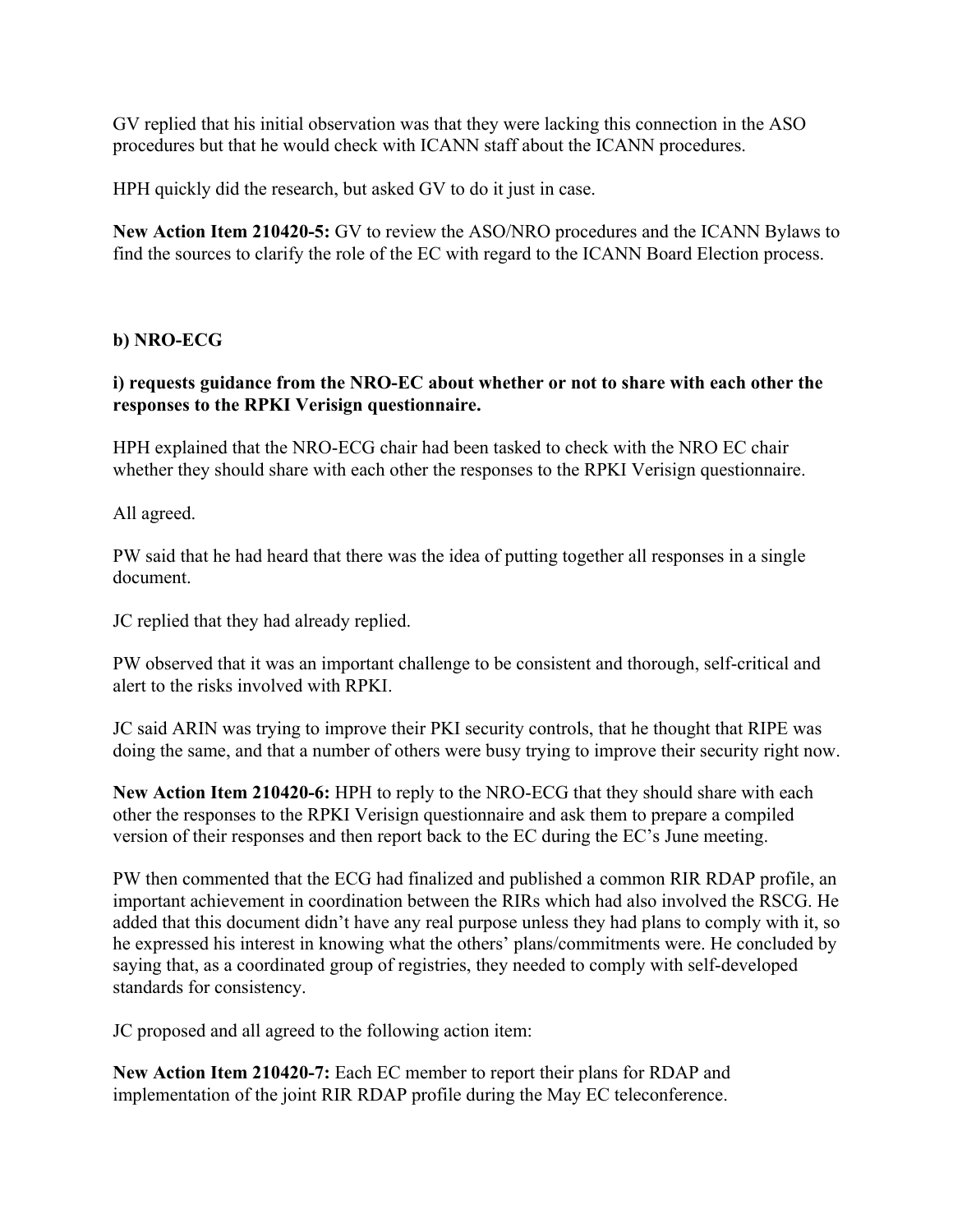GV replied that his initial observation was that they were lacking this connection in the ASO procedures but that he would check with ICANN staff about the ICANN procedures.

HPH quickly did the research, but asked GV to do it just in case.

**New Action Item 210420-5:** GV to review the ASO/NRO procedures and the ICANN Bylaws to find the sources to clarify the role of the EC with regard to the ICANN Board Election process.

**b) NRO-ECG**

**i) requests guidance from the NRO-EC about whether or not to share with each other the responses to the RPKI Verisign questionnaire.**

HPH explained that the NRO-ECG chair had been tasked to check with the NRO EC chair whether they should share with each other the responses to the RPKI Verisign questionnaire.

All agreed.

PW said that he had heard that there was the idea of putting together all responses in a single document.

JC replied that they had already replied.

PW observed that it was an important challenge to be consistent and thorough, self-critical and alert to the risks involved with RPKI.

JC said ARIN was trying to improve their PKI security controls, that he thought that RIPE was doing the same, and that a number of others were busy trying to improve their security right now.

**New Action Item 210420-6:** HPH to reply to the NRO-ECG that they should share with each other the responses to the RPKI Verisign questionnaire and ask them to prepare a compiled version of their responses and then report back to the EC during the EC's June meeting.

PW then commented that the ECG had finalized and published a common RIR RDAP profile, an important achievement in coordination between the RIRs which had also involved the RSCG. He added that this document didn't have any real purpose unless they had plans to comply with it, so he expressed his interest in knowing what the others' plans/commitments were. He concluded by saying that, as a coordinated group of registries, they needed to comply with self-developed standards for consistency.

JC proposed and all agreed to the following action item:

**New Action Item 210420-7:** Each EC member to report their plans for RDAP and implementation of the joint RIR RDAP profile during the May EC teleconference.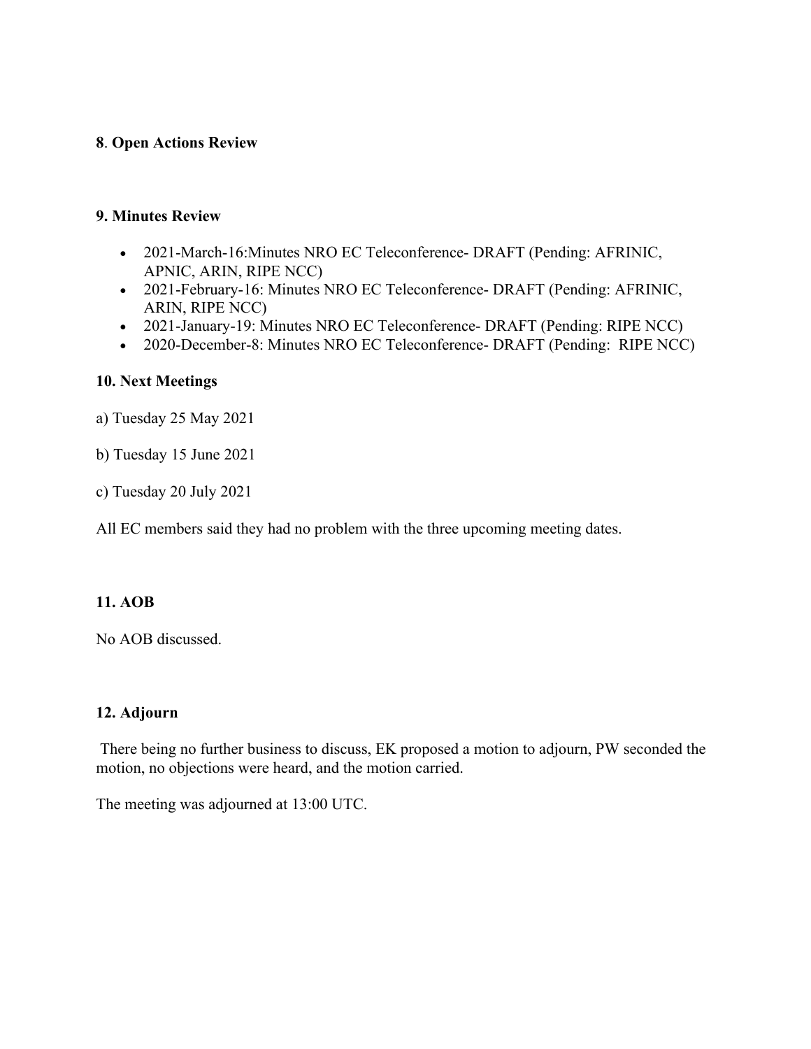**8**. **Open Actions Review**

**9. Minutes Review**

- 2021-March-16:Minutes NRO EC Teleconference- DRAFT (Pending: AFRINIC, APNIC, ARIN, RIPE NCC)
- 2021-February-16: Minutes NRO EC Teleconference- DRAFT (Pending: AFRINIC, ARIN, RIPE NCC)
- 2021-January-19: Minutes NRO EC Teleconference- DRAFT (Pending: RIPE NCC)
- 2020-December-8: Minutes NRO EC Teleconference- DRAFT (Pending: RIPE NCC)

**10. Next Meetings**

a) Tuesday 25 May 2021

b) Tuesday 15 June 2021

c) Tuesday 20 July 2021

All EC members said they had no problem with the three upcoming meeting dates.

**11. AOB**

No AOB discussed.

**12. Adjourn**

There being no further business to discuss, EK proposed a motion to adjourn, PW seconded the motion, no objections were heard, and the motion carried.

The meeting was adjourned at 13:00 UTC.